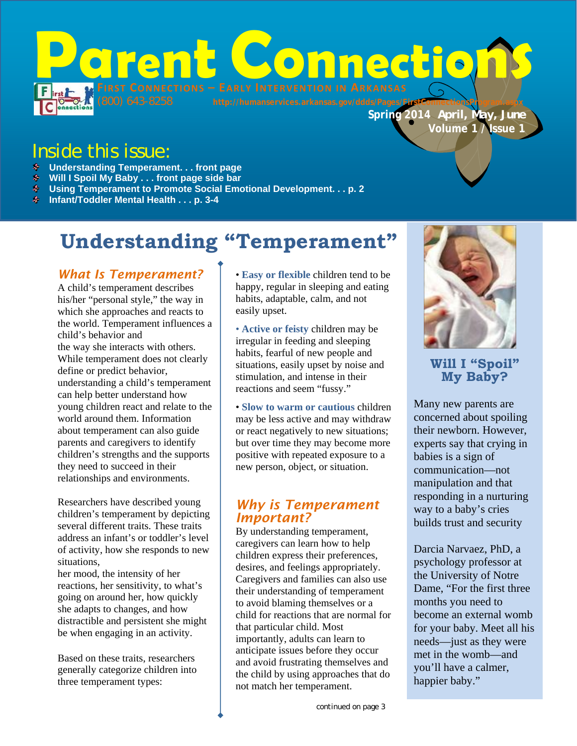# Parent Connections

FIRST CONNECTIONS — EARLY INTERVENTION IN ARKANSAS

(800) 643-8258 http://humanservices.arkansas.gov/ddds/Pages/FirstConnectionsProgram.aspx

Spring 2014 April, May, June
Volume 1 / Issue 1

## Inside this issue:

- Understanding Temperament. . . front page
- Will I Spoil My Baby . . . front page side bar
- Using Temperament to Promote Social Emotional Development. . . p. 2
- Infant/Toddler Mental Health . . . p. 3-4

# Understanding "Temperament"

### *What Is Temperament?*

A child's temperament describes his/her "personal style," the way in which she approaches and reacts to the world. Temperament influences a child's behavior and the way she interacts with others. While temperament does not clearly define or predict behavior, understanding a child's temperament can help better understand how young children react and relate to the world around them. Information about temperament can also guide parents and caregivers to identify children's strengths and the supports they need to succeed in their relationships and environments.

Researchers have described young children's temperament by depicting several different traits. These traits address an infant's or toddler's level of activity, how she responds to new situations, her mood, the intensity of her reactions, her sensitivity, to what's going on around her, how quickly she adapts to changes, and how distractible and persistent she might be when engaging in an activity.

Based on these traits, researchers generally categorize children into three temperament types:

• **Easy or flexible** children tend to be happy, regular in sleeping and eating habits, adaptable, calm, and not easily upset.

• **Active or feisty** children may be irregular in feeding and sleeping habits, fearful of new people and situations, easily upset by noise and stimulation, and intense in their reactions and seem "fussy."

• **Slow to warm or cautious** children may be less active and may withdraw or react negatively to new situations; but over time they may become more positive with repeated exposure to a new person, object, or situation.

### *Why is Temperament Important?*

By understanding temperament, caregivers can learn how to help children express their preferences, desires, and feelings appropriately. Caregivers and families can also use their understanding of temperament to avoid blaming themselves or a child for reactions that are normal for that particular child. Most importantly, adults can learn to anticipate issues before they occur and avoid frustrating themselves and the child by using approaches that do not match her temperament.

continued on page 3

## Will I "Spoil" My Baby?

Many new parents are concerned about spoiling their newborn. However, experts say that crying in babies is a sign of communication—not manipulation and that responding in a nurturing way to a baby's cries builds trust and security

Darcia Narvaez, PhD, a psychology professor at the University of Notre Dame, "For the first three months you need to become an external womb for your baby. Meet all his needs—just as they were met in the womb—and you'll have a calmer, happier baby."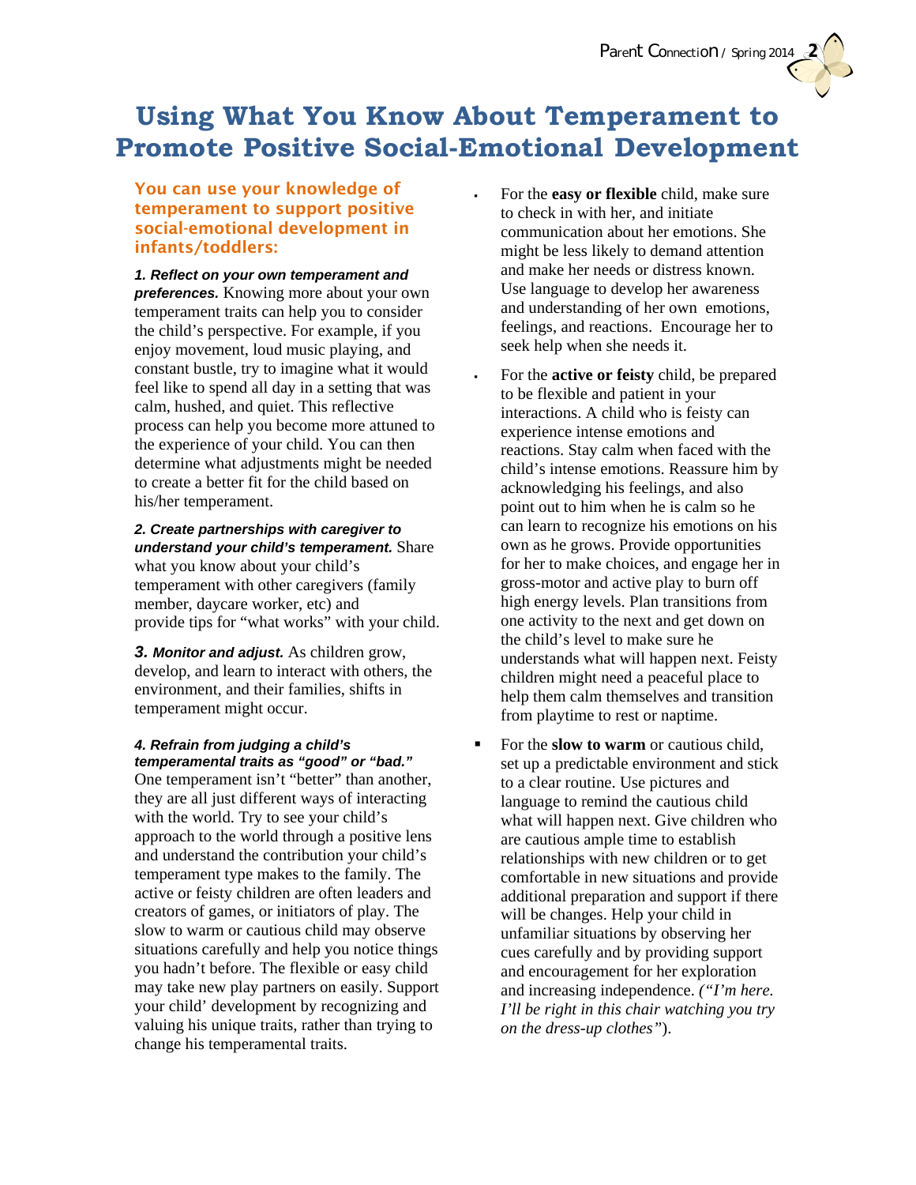# Using What You Know About Temperament to Promote Positive Social-Emotional Development

**You can use your knowledge of temperament to support positive social-emotional development in infants/toddlers:**

***1. Reflect on your own temperament and preferences.*** Knowing more about your own temperament traits can help you to consider the child's perspective. For example, if you enjoy movement, loud music playing, and constant bustle, try to imagine what it would feel like to spend all day in a setting that was calm, hushed, and quiet. This reflective process can help you become more attuned to the experience of your child. You can then determine what adjustments might be needed to create a better fit for the child based on his/her temperament.

***2. Create partnerships with caregiver to understand your child's temperament.*** Share what you know about your child's temperament with other caregivers (family member, daycare worker, etc) and provide tips for "what works" with your child.

***3. Monitor and adjust.*** As children grow, develop, and learn to interact with others, the environment, and their families, shifts in temperament might occur.

***4. Refrain from judging a child's temperamental traits as "good" or "bad."*** One temperament isn't "better" than another, they are all just different ways of interacting with the world. Try to see your child's approach to the world through a positive lens and understand the contribution your child's temperament type makes to the family. The active or feisty children are often leaders and creators of games, or initiators of play. The slow to warm or cautious child may observe situations carefully and help you notice things you hadn't before. The flexible or easy child may take new play partners on easily. Support your child' development by recognizing and valuing his unique traits, rather than trying to change his temperamental traits.

- For the **easy or flexible** child, make sure to check in with her, and initiate communication about her emotions. She might be less likely to demand attention and make her needs or distress known. Use language to develop her awareness and understanding of her own emotions, feelings, and reactions. Encourage her to seek help when she needs it.
- For the **active or feisty** child, be prepared to be flexible and patient in your interactions. A child who is feisty can experience intense emotions and reactions. Stay calm when faced with the child's intense emotions. Reassure him by acknowledging his feelings, and also point out to him when he is calm so he can learn to recognize his emotions on his own as he grows. Provide opportunities for her to make choices, and engage her in gross-motor and active play to burn off high energy levels. Plan transitions from one activity to the next and get down on the child's level to make sure he understands what will happen next. Feisty children might need a peaceful place to help them calm themselves and transition from playtime to rest or naptime.
- For the **slow to warm** or cautious child, set up a predictable environment and stick to a clear routine. Use pictures and language to remind the cautious child what will happen next. Give children who are cautious ample time to establish relationships with new children or to get comfortable in new situations and provide additional preparation and support if there will be changes. Help your child in unfamiliar situations by observing her cues carefully and by providing support and encouragement for her exploration and increasing independence. *("I'm here. I'll be right in this chair watching you try on the dress-up clothes"*).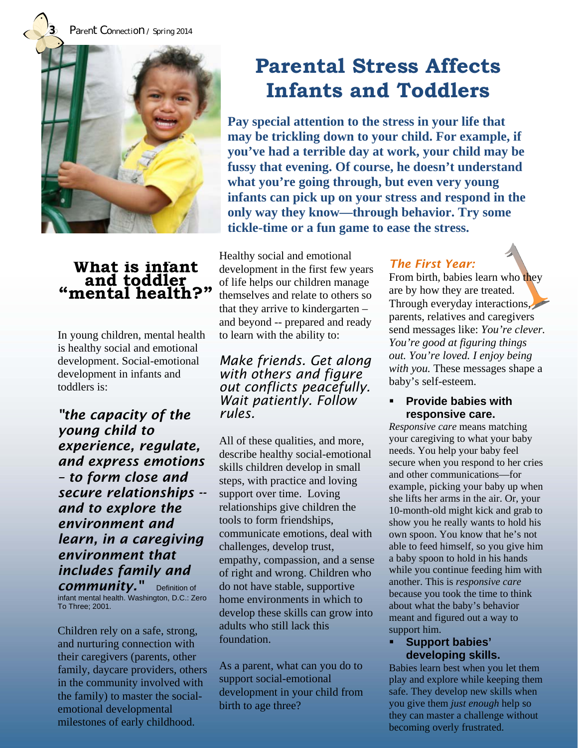# Parental Stress Affects Infants and Toddlers

**Pay special attention to the stress in your life that may be trickling down to your child. For example, if you've had a terrible day at work, your child may be fussy that evening. Of course, he doesn't understand what you're going through, but even very young infants can pick up on your stress and respond in the only way they know—through behavior. Try some tickle-time or a fun game to ease the stress.**

## What is infant and toddler "mental health?"

In young children, mental health is healthy social and emotional development. Social-emotional development in infants and toddlers is:

***"the capacity of the young child to experience, regulate, and express emotions – to form close and secure relationships -- and to explore the environment and learn, in a caregiving environment that includes family and community."*** Definition of infant mental health. Washington, D.C.: Zero To Three; 2001.

Children rely on a safe, strong, and nurturing connection with their caregivers (parents, other family, daycare providers, others in the community involved with the family) to master the social-emotional developmental milestones of early childhood.

Healthy social and emotional development in the first few years of life helps our children manage themselves and relate to others so that they arrive to kindergarten – and beyond -- prepared and ready to learn with the ability to:

*Make friends. Get along with others and figure out conflicts peacefully. Wait patiently. Follow rules.*

All of these qualities, and more, describe healthy social-emotional skills children develop in small steps, with practice and loving support over time. Loving relationships give children the tools to form friendships, communicate emotions, deal with challenges, develop trust, empathy, compassion, and a sense of right and wrong. Children who do not have stable, supportive home environments in which to develop these skills can grow into adults who still lack this foundation.

As a parent, what can you do to support social-emotional development in your child from birth to age three?

### *The First Year:*

From birth, babies learn who they are by how they are treated. Through everyday interactions, parents, relatives and caregivers send messages like: *You're clever. You're good at figuring things out. You're loved. I enjoy being with you.* These messages shape a baby's self-esteem.

- **Provide babies with responsive care.**

*Responsive care* means matching your caregiving to what your baby needs. You help your baby feel secure when you respond to her cries and other communications—for example, picking your baby up when she lifts her arms in the air. Or, your 10-month-old might kick and grab to show you he really wants to hold his own spoon. You know that he's not able to feed himself, so you give him a baby spoon to hold in his hands while you continue feeding him with another. This is *responsive care* because you took the time to think about what the baby's behavior meant and figured out a way to support him.

- **Support babies' developing skills.**

Babies learn best when you let them play and explore while keeping them safe. They develop new skills when you give them *just enough* help so they can master a challenge without becoming overly frustrated.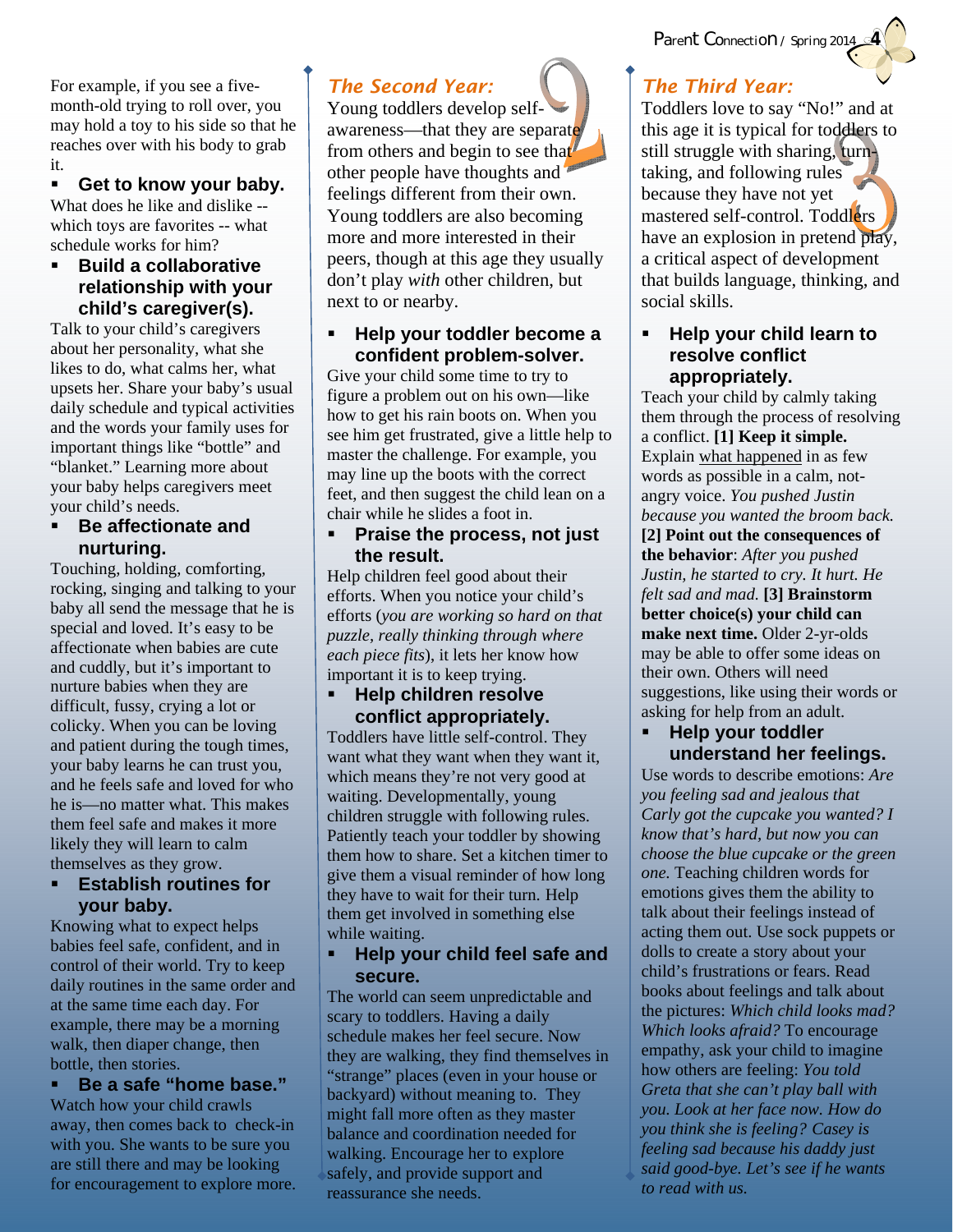For example, if you see a five-month-old trying to roll over, you may hold a toy to his side so that he reaches over with his body to grab it.

- **Get to know your baby.**

What does he like and dislike -- which toys are favorites -- what schedule works for him?

- **Build a collaborative relationship with your child's caregiver(s).**

Talk to your child's caregivers about her personality, what she likes to do, what calms her, what upsets her. Share your baby's usual daily schedule and typical activities and the words your family uses for important things like "bottle" and "blanket." Learning more about your baby helps caregivers meet your child's needs.

- **Be affectionate and nurturing.**

Touching, holding, comforting, rocking, singing and talking to your baby all send the message that he is special and loved. It's easy to be affectionate when babies are cute and cuddly, but it's important to nurture babies when they are difficult, fussy, crying a lot or colicky. When you can be loving and patient during the tough times, your baby learns he can trust you, and he feels safe and loved for who he is—no matter what. This makes them feel safe and makes it more likely they will learn to calm themselves as they grow.

- **Establish routines for your baby.**

Knowing what to expect helps babies feel safe, confident, and in control of their world. Try to keep daily routines in the same order and at the same time each day. For example, there may be a morning walk, then diaper change, then bottle, then stories.

- **Be a safe "home base."**

Watch how your child crawls away, then comes back to check-in with you. She wants to be sure you are still there and may be looking for encouragement to explore more.

## The Second Year:

Young toddlers develop self-awareness—that they are separate from others and begin to see that other people have thoughts and feelings different from their own. Young toddlers are also becoming more and more interested in their peers, though at this age they usually don't play *with* other children, but next to or nearby.

- **Help your toddler become a confident problem-solver.**

Give your child some time to try to figure a problem out on his own—like how to get his rain boots on. When you see him get frustrated, give a little help to master the challenge. For example, you may line up the boots with the correct feet, and then suggest the child lean on a chair while he slides a foot in.

- **Praise the process, not just the result.**

Help children feel good about their efforts. When you notice your child's efforts (*you are working so hard on that puzzle, really thinking through where each piece fits*), it lets her know how important it is to keep trying.

- **Help children resolve conflict appropriately.**

Toddlers have little self-control. They want what they want when they want it, which means they're not very good at waiting. Developmentally, young children struggle with following rules. Patiently teach your toddler by showing them how to share. Set a kitchen timer to give them a visual reminder of how long they have to wait for their turn. Help them get involved in something else while waiting.

- **Help your child feel safe and secure.**

The world can seem unpredictable and scary to toddlers. Having a daily schedule makes her feel secure. Now they are walking, they find themselves in "strange" places (even in your house or backyard) without meaning to. They might fall more often as they master balance and coordination needed for walking. Encourage her to explore safely, and provide support and reassurance she needs.

## The Third Year:

Toddlers love to say "No!" and at this age it is typical for toddlers to still struggle with sharing, turn-taking, and following rules because they have not yet mastered self-control. Toddlers have an explosion in pretend play, a critical aspect of development that builds language, thinking, and social skills.

- **Help your child learn to resolve conflict appropriately.**

Teach your child by calmly taking them through the process of resolving a conflict. **[1] Keep it simple.** Explain what happened in as few words as possible in a calm, not-angry voice. *You pushed Justin because you wanted the broom back.* **[2] Point out the consequences of the behavior**: *After you pushed Justin, he started to cry. It hurt. He felt sad and mad.* **[3] Brainstorm better choice(s) your child can make next time.** Older 2-yr-olds may be able to offer some ideas on their own. Others will need suggestions, like using their words or asking for help from an adult.

- **Help your toddler understand her feelings.**

Use words to describe emotions: *Are you feeling sad and jealous that Carly got the cupcake you wanted? I know that's hard, but now you can choose the blue cupcake or the green one.* Teaching children words for emotions gives them the ability to talk about their feelings instead of acting them out. Use sock puppets or dolls to create a story about your child's frustrations or fears. Read books about feelings and talk about the pictures: *Which child looks mad? Which looks afraid?* To encourage empathy, ask your child to imagine how others are feeling: *You told Greta that she can't play ball with you. Look at her face now. How do you think she is feeling? Casey is feeling sad because his daddy just said good-bye. Let's see if he wants to read with us.*